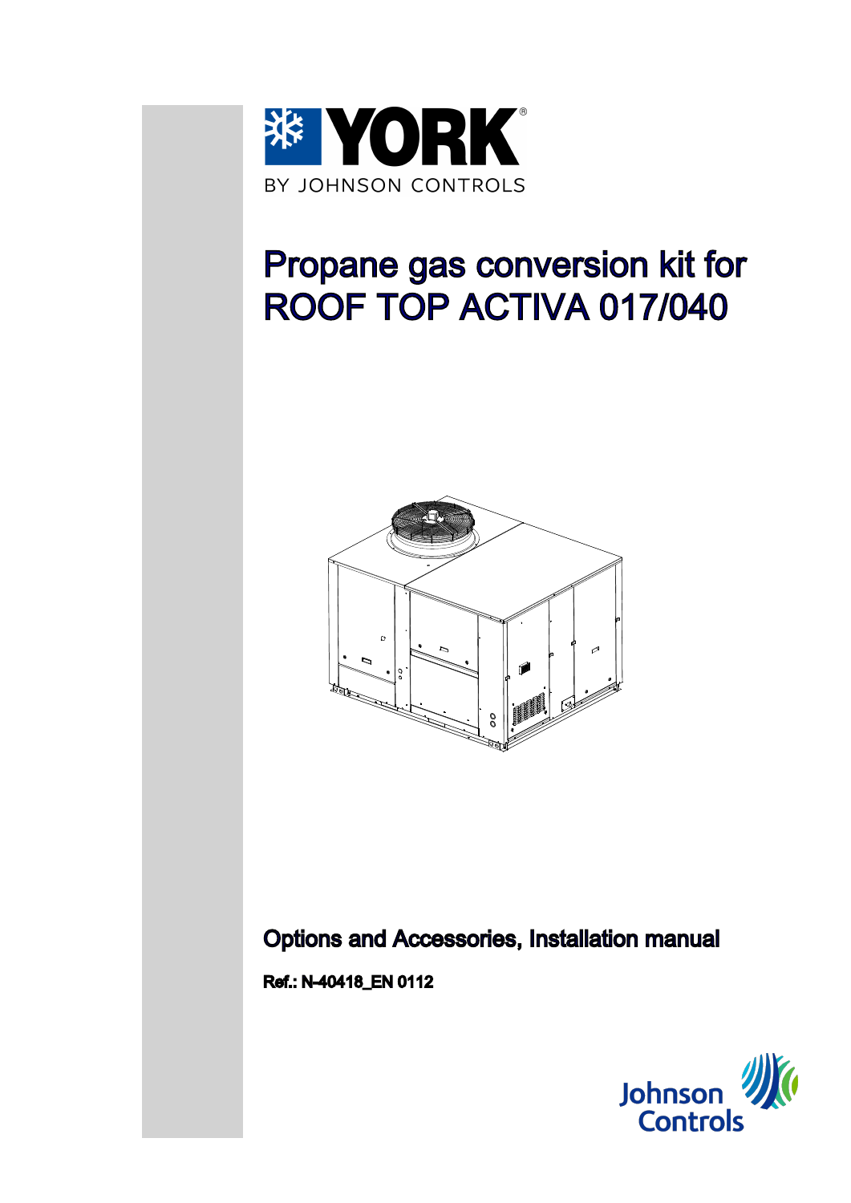YORK

BY JOHNSON CONTROLS

# Propane gas conversion kit for ROOF TOP ACTIVA 017/040

## Options and Accessories, Installation manual

**Ref.: N-40418_EN 0112**

Johnson Controls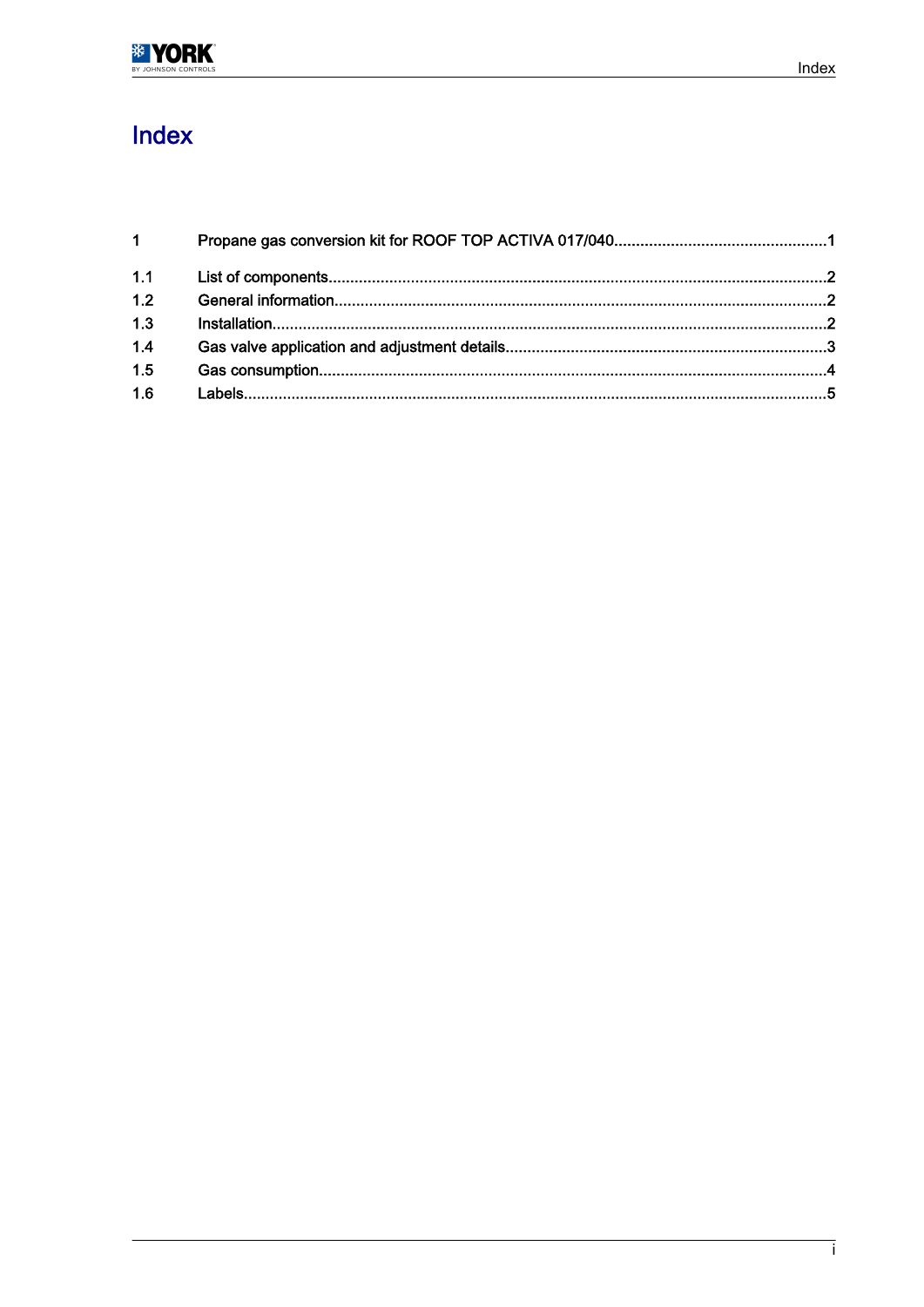# Index

1 Propane gas conversion kit for ROOF TOP ACTIVA 017/040....1

1.1 List of components....2

1.2 General information....2

1.3 Installation....2

1.4 Gas valve application and adjustment details....3

1.5 Gas consumption....4

1.6 Labels....5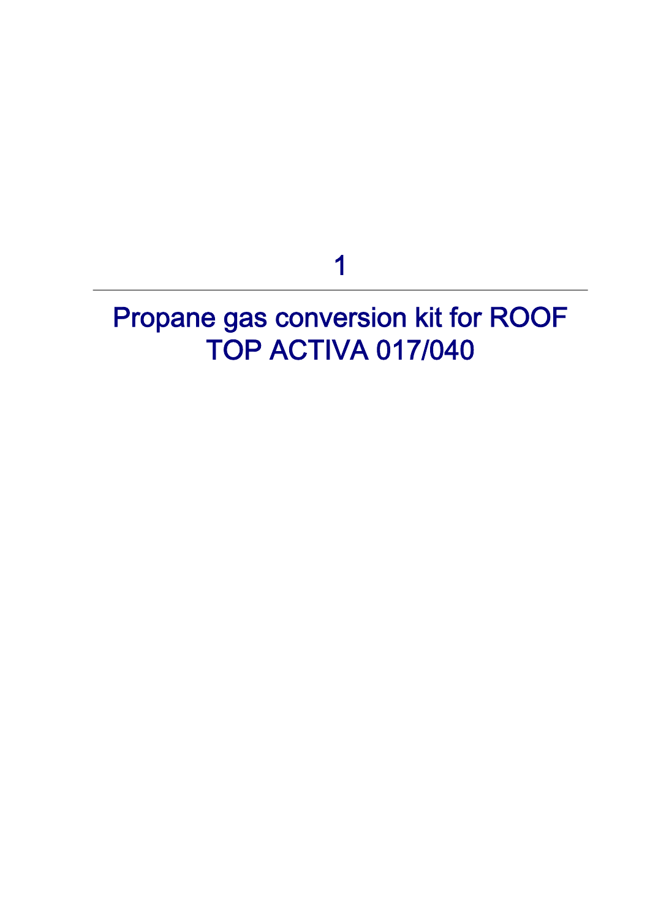# 1

# Propane gas conversion kit for ROOF TOP ACTIVA 017/040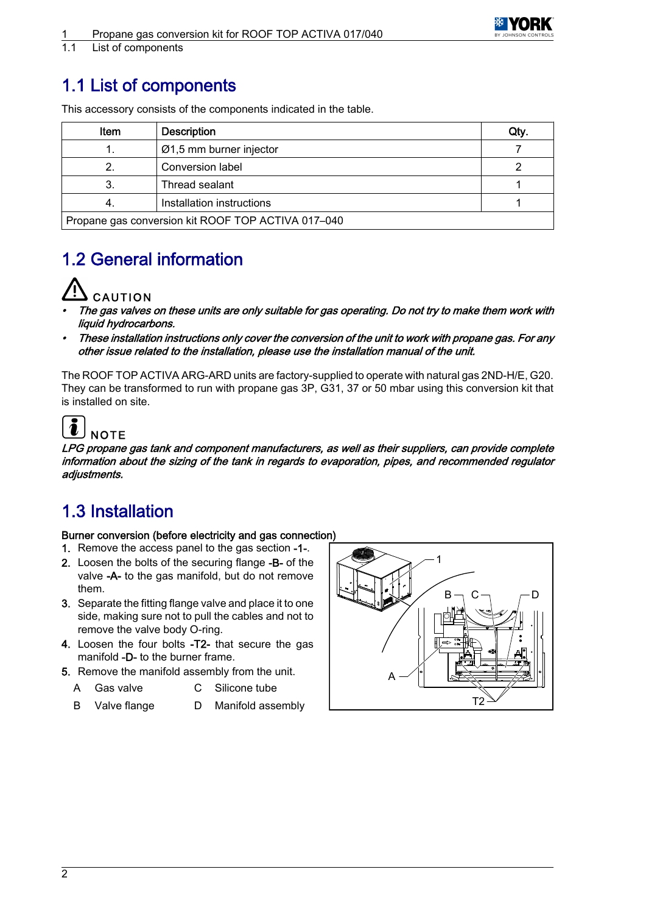## 1.1 List of components

This accessory consists of the components indicated in the table.

| Item | Description | Qty. |
|---|---|---|
| 1. | Ø1,5 mm burner injector | 7 |
| 2. | Conversion label | 2 |
| 3. | Thread sealant | 1 |
| 4. | Installation instructions | 1 |
| Propane gas conversion kit ROOF TOP ACTIVA 017–040 | | |

## 1.2 General information

**CAUTION**

- ***The gas valves on these units are only suitable for gas operating. Do not try to make them work with liquid hydrocarbons.***
- ***These installation instructions only cover the conversion of the unit to work with propane gas. For any other issue related to the installation, please use the installation manual of the unit.***

The ROOF TOP ACTIVA ARG-ARD units are factory-supplied to operate with natural gas 2ND-H/E, G20. They can be transformed to run with propane gas 3P, G31, 37 or 50 mbar using this conversion kit that is installed on site.

**NOTE**

***LPG propane gas tank and component manufacturers, as well as their suppliers, can provide complete information about the sizing of the tank in regards to evaporation, pipes, and recommended regulator adjustments.***

## 1.3 Installation

Burner conversion (before electricity and gas connection)

1. Remove the access panel to the gas section -1-.
2. Loosen the bolts of the securing flange -B- of the valve -A- to the gas manifold, but do not remove them.
3. Separate the fitting flange valve and place it to one side, making sure not to pull the cables and not to remove the valve body O-ring.
4. Loosen the four bolts -T2- that secure the gas manifold -D- to the burner frame.
5. Remove the manifold assembly from the unit.

| | | | |
|---|---|---|---|
| A | Gas valve | C | Silicone tube |
| B | Valve flange | D | Manifold assembly |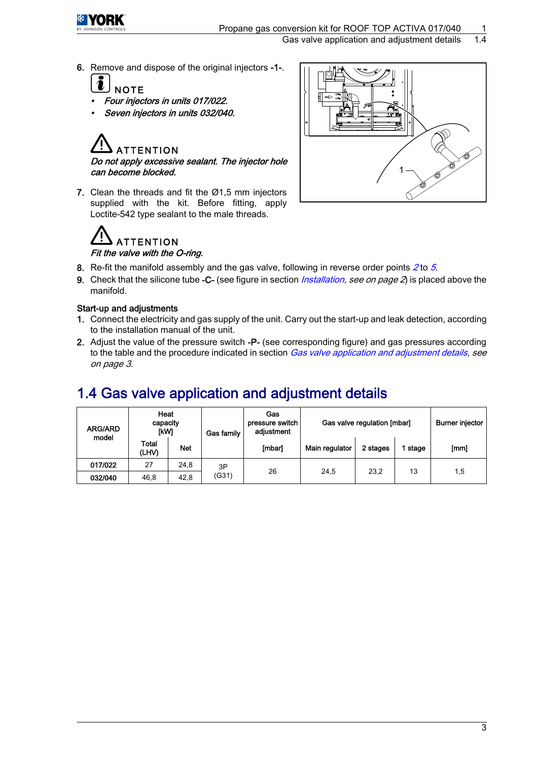6. Remove and dispose of the original injectors **-1-**.

**NOTE**

- *Four injectors in units 017/022.*
- *Seven injectors in units 032/040.*

**ATTENTION**

*Do not apply excessive sealant. The injector hole can become blocked.*

7. Clean the threads and fit the Ø1,5 mm injectors supplied with the kit. Before fitting, apply Loctite-542 type sealant to the male threads.

**ATTENTION**

*Fit the valve with the O-ring.*

8. Re-fit the manifold assembly and the gas valve, following in reverse order points *2* to *5*.
9. Check that the silicone tube -C- (see figure in section *Installation, see on page 2*) is placed above the manifold.

### Start-up and adjustments

1. Connect the electricity and gas supply of the unit. Carry out the start-up and leak detection, according to the installation manual of the unit.
2. Adjust the value of the pressure switch -P- (see corresponding figure) and gas pressures according to the table and the procedure indicated in section *Gas valve application and adjustment details, see on page 3*.

## 1.4 Gas valve application and adjustment details

| ARG/ARD model | Heat capacity [kW] | | Gas family | Gas pressure switch adjustment | Gas valve regulation [mbar] | | | Burner injector |
|---|---|---|---|---|---|---|---|---|
| | Total (LHV) | Net | | [mbar] | Main regulator | 2 stages | 1 stage | [mm] |
| 017/022 | 27 | 24,8 | 3P (G31) | 26 | 24,5 | 23,2 | 13 | 1,5 |
| 032/040 | 46,8 | 42,8 | | | | | | |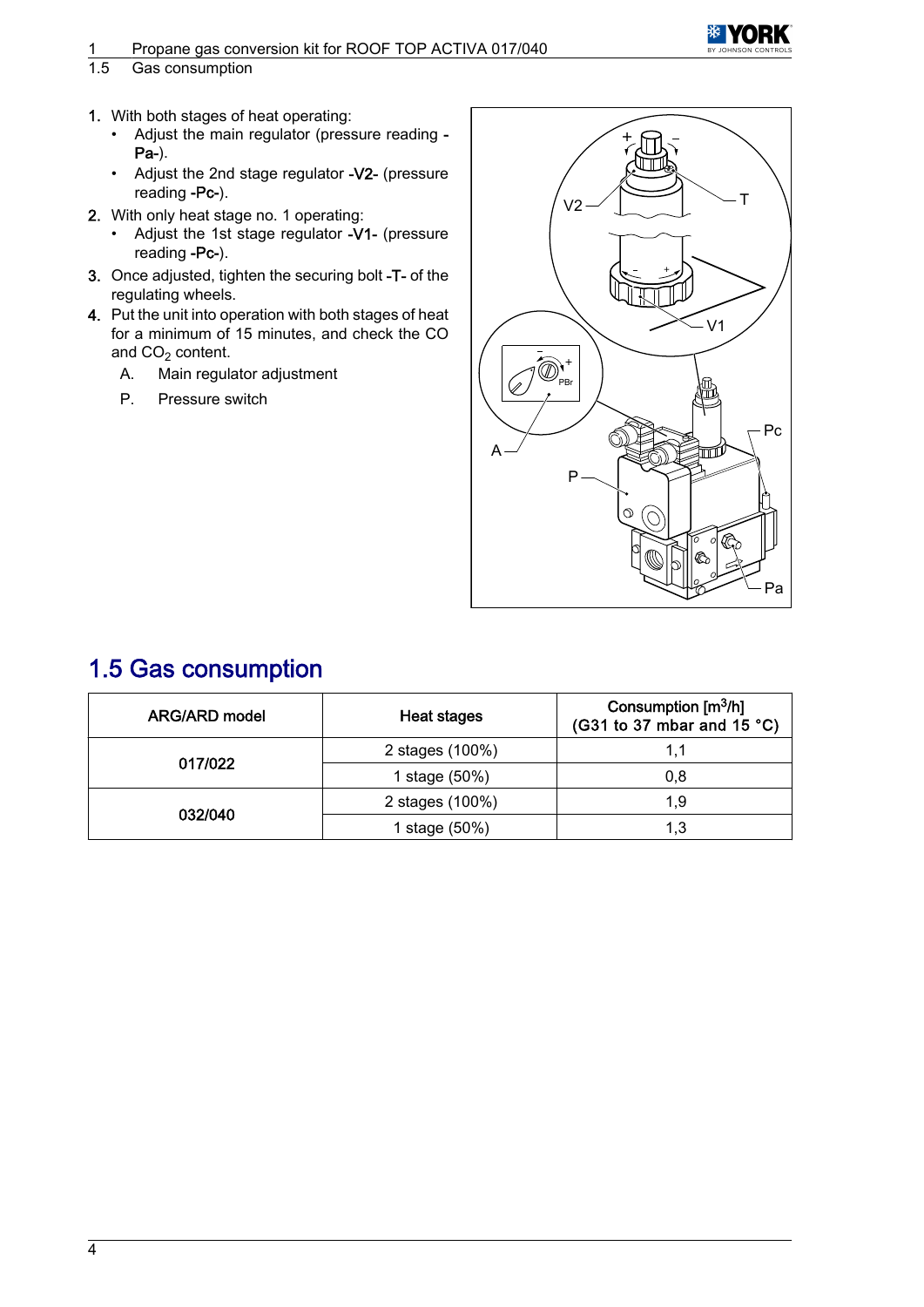1. With both stages of heat operating:
   - Adjust the main regulator (pressure reading **-Pa-**).
   - Adjust the 2nd stage regulator **-V2-** (pressure reading **-Pc-**).
2. With only heat stage no. 1 operating:
   - Adjust the 1st stage regulator **-V1-** (pressure reading **-Pc-**).
3. Once adjusted, tighten the securing bolt **-T-** of the regulating wheels.
4. Put the unit into operation with both stages of heat for a minimum of 15 minutes, and check the CO and $CO_2$ content.

   A. Main regulator adjustment

   P. Pressure switch

## 1.5 Gas consumption

| ARG/ARD model | Heat stages | Consumption [$m^3/h$] (G31 to 37 mbar and 15 °C) |
|---|---|---|
| 017/022 | 2 stages (100%) | 1,1 |
| | 1 stage (50%) | 0,8 |
| 032/040 | 2 stages (100%) | 1,9 |
| | 1 stage (50%) | 1,3 |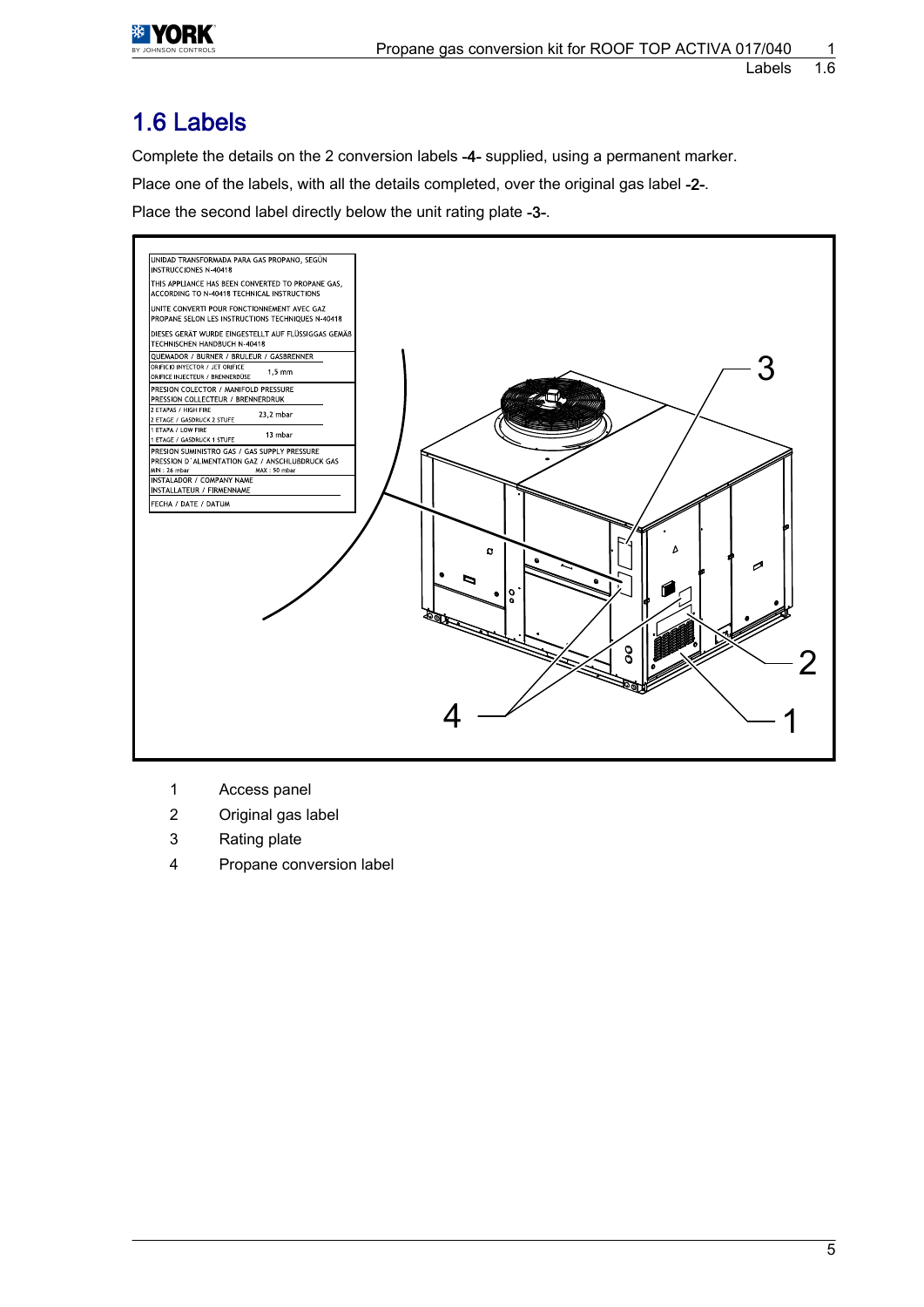## 1.6 Labels

Complete the details on the 2 conversion labels -4- supplied, using a permanent marker.

Place one of the labels, with all the details completed, over the original gas label -2-.

Place the second label directly below the unit rating plate -3-.

UNIDAD TRANSFORMADA PARA GAS PROPANO, SEGÚN INSTRUCCIONES N-40418

THIS APPLIANCE HAS BEEN CONVERTED TO PROPANE GAS, ACCORDING TO N-40418 TECHNICAL INSTRUCTIONS

UNITE CONVERTI POUR FONCTIONNEMENT AVEC GAZ PROPANE SELON LES INSTRUCTIONS TECHNIQUES N-40418

DIESES GERÄT WURDE EINGESTELLT AUF FLÜSSIGGAS GEMÄß TECHNISCHEN HANDBUCH N-40418

QUEMADOR / BURNER / BRULEUR / GASBRENNER

ORIFICIO INYECTOR / JET ORIFICE
ORIFICE INJECTEUR / BRENNERDÜSE
1,5 mm

PRESION COLECTOR / MANIFOLD PRESSURE
PRESSION COLLECTEUR / BRENNERDRUK

2 ETAPAS / HIGH FIRE
2 ETAGE / GASDRUCK 2 STUFE
23,2 mbar

1 ETAPA / LOW FIRE
1 ETAGE / GASDRUCK 1 STUFE
13 mbar

PRESION SUMINISTRO GAS / GAS SUPPLY PRESSURE
PRESSION D´ALIMENTATION GAZ / ANSCHLUßDRUCK GAS
MIN : 26 mbar MAX : 50 mbar

INSTALADOR / COMPANY NAME
INSTALLATEUR / FIRMENNAME

FECHA / DATE / DATUM

3

2

4

1

| | |
|---|---|
| 1 | Access panel |
| 2 | Original gas label |
| 3 | Rating plate |
| 4 | Propane conversion label |